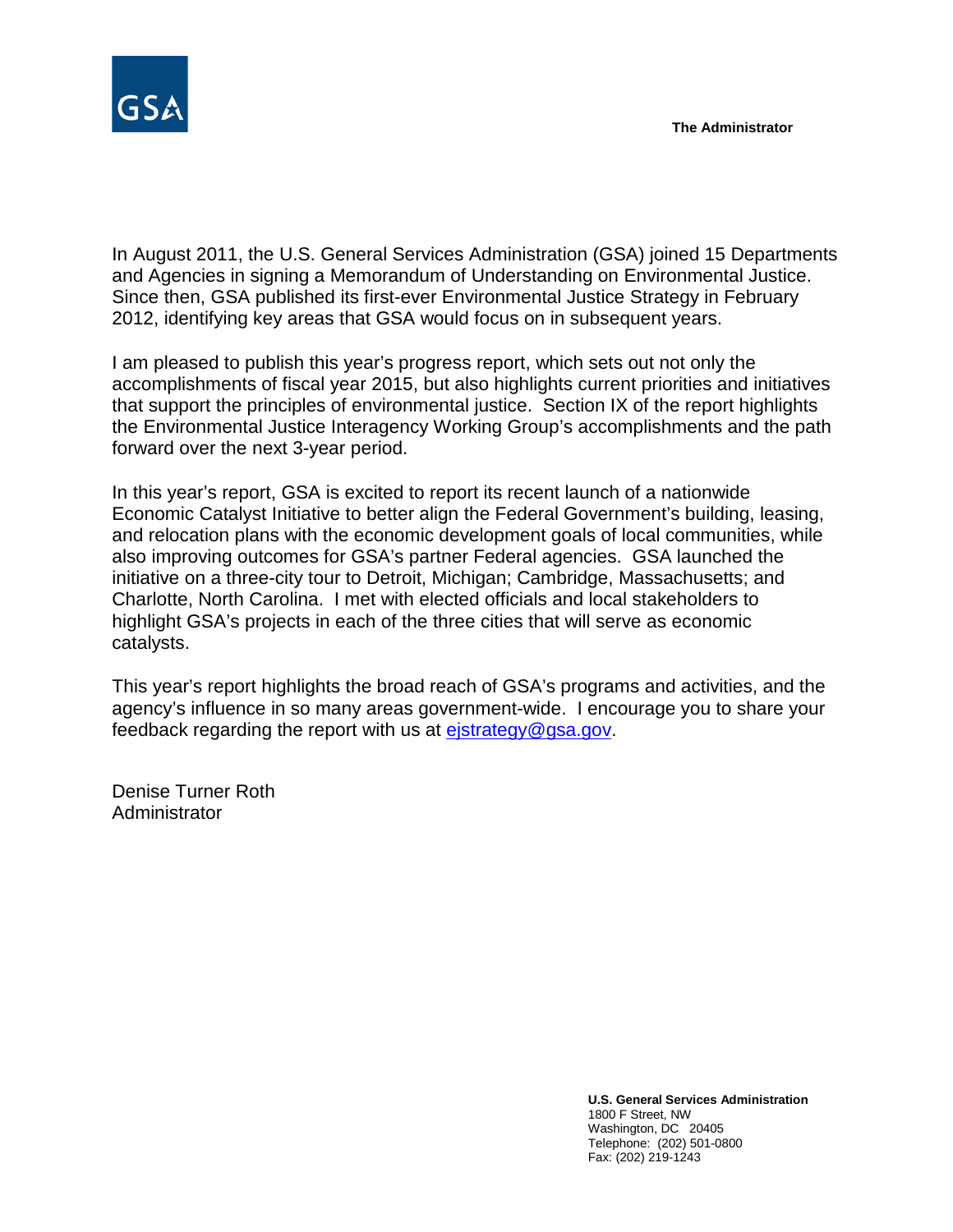GSA

**The Administrator**

In August 2011, the U.S. General Services Administration (GSA) joined 15 Departments and Agencies in signing a Memorandum of Understanding on Environmental Justice. Since then, GSA published its first-ever Environmental Justice Strategy in February 2012, identifying key areas that GSA would focus on in subsequent years.

I am pleased to publish this year's progress report, which sets out not only the accomplishments of fiscal year 2015, but also highlights current priorities and initiatives that support the principles of environmental justice. Section IX of the report highlights the Environmental Justice Interagency Working Group's accomplishments and the path forward over the next 3-year period.

In this year's report, GSA is excited to report its recent launch of a nationwide Economic Catalyst Initiative to better align the Federal Government's building, leasing, and relocation plans with the economic development goals of local communities, while also improving outcomes for GSA's partner Federal agencies. GSA launched the initiative on a three-city tour to Detroit, Michigan; Cambridge, Massachusetts; and Charlotte, North Carolina. I met with elected officials and local stakeholders to highlight GSA's projects in each of the three cities that will serve as economic catalysts.

This year's report highlights the broad reach of GSA's programs and activities, and the agency's influence in so many areas government-wide. I encourage you to share your feedback regarding the report with us at ejstrategy@gsa.gov.

Denise Turner Roth
Administrator

**U.S. General Services Administration**
1800 F Street, NW
Washington, DC 20405
Telephone: (202) 501-0800
Fax: (202) 219-1243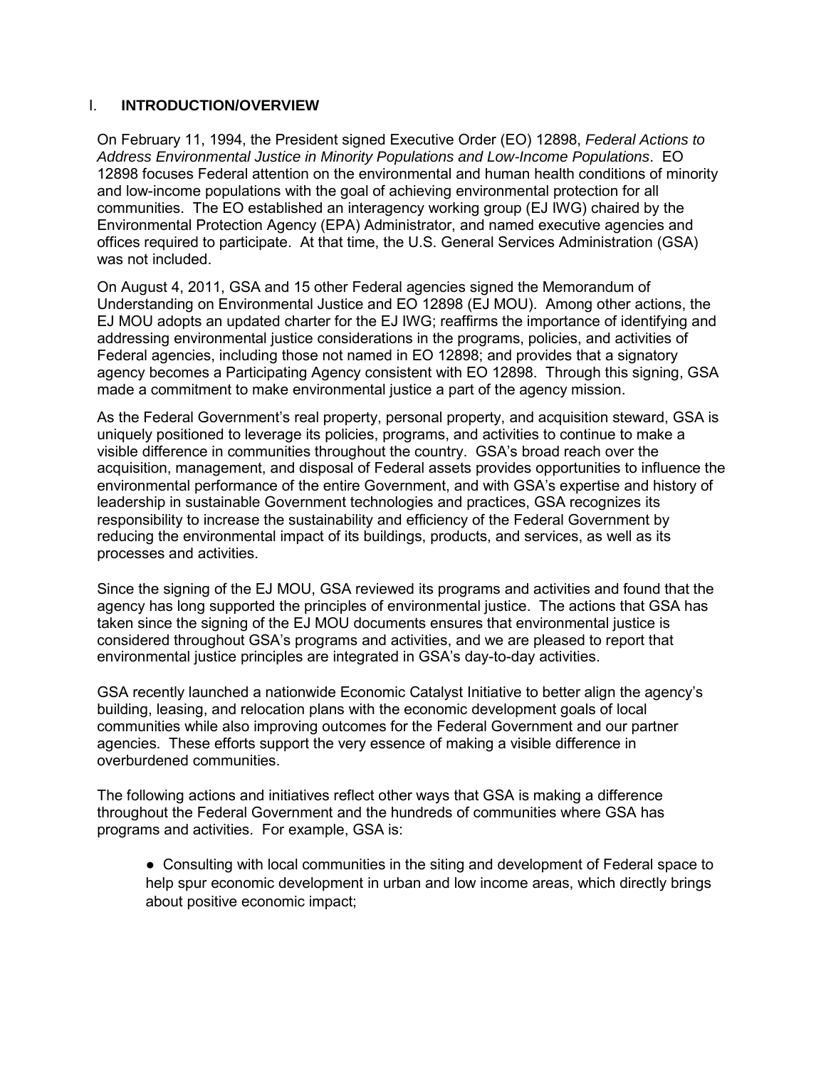# I. INTRODUCTION/OVERVIEW

On February 11, 1994, the President signed Executive Order (EO) 12898, *Federal Actions to Address Environmental Justice in Minority Populations and Low-Income Populations*. EO 12898 focuses Federal attention on the environmental and human health conditions of minority and low-income populations with the goal of achieving environmental protection for all communities. The EO established an interagency working group (EJ IWG) chaired by the Environmental Protection Agency (EPA) Administrator, and named executive agencies and offices required to participate. At that time, the U.S. General Services Administration (GSA) was not included.

On August 4, 2011, GSA and 15 other Federal agencies signed the Memorandum of Understanding on Environmental Justice and EO 12898 (EJ MOU). Among other actions, the EJ MOU adopts an updated charter for the EJ IWG; reaffirms the importance of identifying and addressing environmental justice considerations in the programs, policies, and activities of Federal agencies, including those not named in EO 12898; and provides that a signatory agency becomes a Participating Agency consistent with EO 12898. Through this signing, GSA made a commitment to make environmental justice a part of the agency mission.

As the Federal Government's real property, personal property, and acquisition steward, GSA is uniquely positioned to leverage its policies, programs, and activities to continue to make a visible difference in communities throughout the country. GSA's broad reach over the acquisition, management, and disposal of Federal assets provides opportunities to influence the environmental performance of the entire Government, and with GSA's expertise and history of leadership in sustainable Government technologies and practices, GSA recognizes its responsibility to increase the sustainability and efficiency of the Federal Government by reducing the environmental impact of its buildings, products, and services, as well as its processes and activities.

Since the signing of the EJ MOU, GSA reviewed its programs and activities and found that the agency has long supported the principles of environmental justice. The actions that GSA has taken since the signing of the EJ MOU documents ensures that environmental justice is considered throughout GSA's programs and activities, and we are pleased to report that environmental justice principles are integrated in GSA's day-to-day activities.

GSA recently launched a nationwide Economic Catalyst Initiative to better align the agency's building, leasing, and relocation plans with the economic development goals of local communities while also improving outcomes for the Federal Government and our partner agencies. These efforts support the very essence of making a visible difference in overburdened communities.

The following actions and initiatives reflect other ways that GSA is making a difference throughout the Federal Government and the hundreds of communities where GSA has programs and activities. For example, GSA is:

- Consulting with local communities in the siting and development of Federal space to help spur economic development in urban and low income areas, which directly brings about positive economic impact;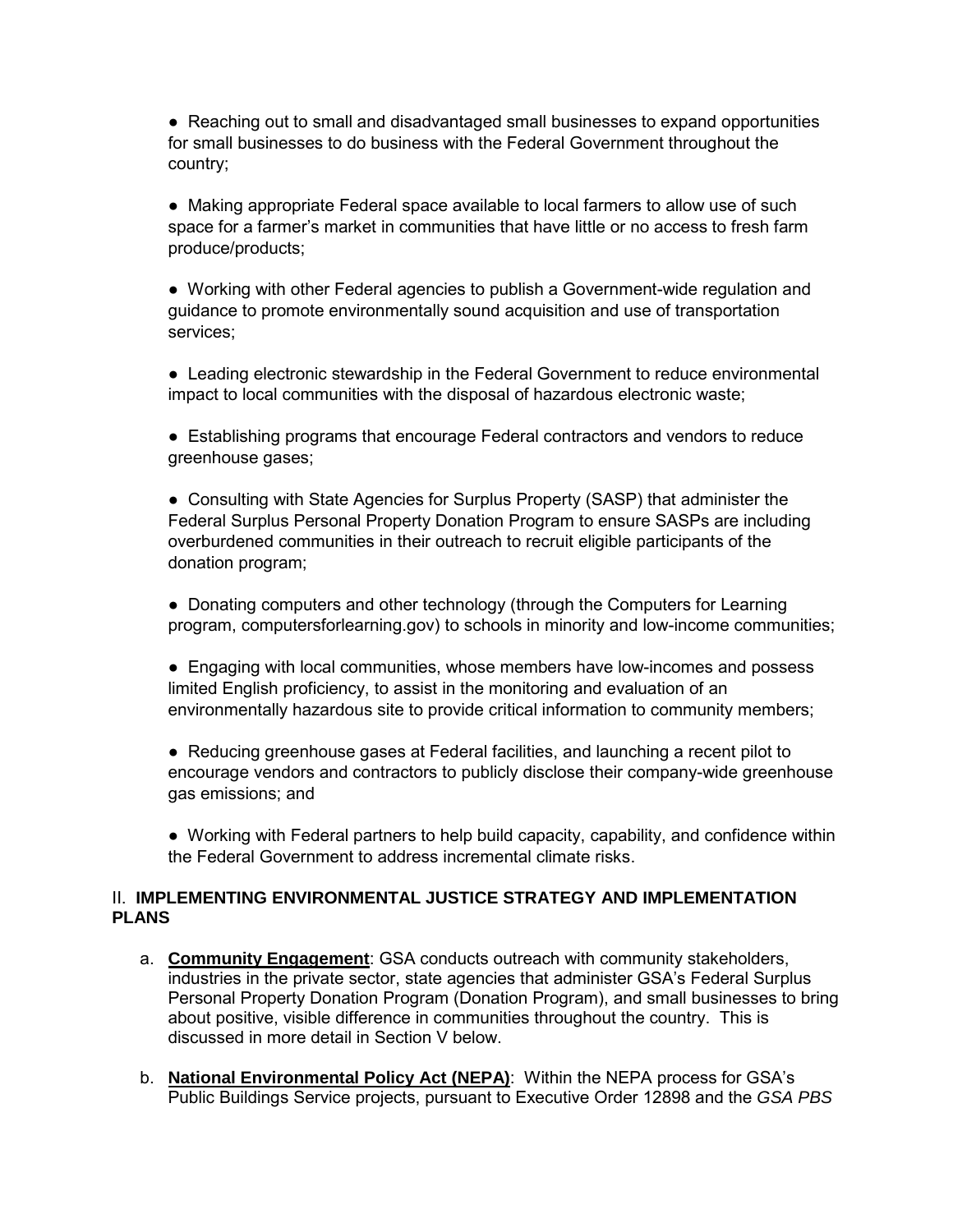- Reaching out to small and disadvantaged small businesses to expand opportunities for small businesses to do business with the Federal Government throughout the country;

- Making appropriate Federal space available to local farmers to allow use of such space for a farmer's market in communities that have little or no access to fresh farm produce/products;

- Working with other Federal agencies to publish a Government-wide regulation and guidance to promote environmentally sound acquisition and use of transportation services;

- Leading electronic stewardship in the Federal Government to reduce environmental impact to local communities with the disposal of hazardous electronic waste;

- Establishing programs that encourage Federal contractors and vendors to reduce greenhouse gases;

- Consulting with State Agencies for Surplus Property (SASP) that administer the Federal Surplus Personal Property Donation Program to ensure SASPs are including overburdened communities in their outreach to recruit eligible participants of the donation program;

- Donating computers and other technology (through the Computers for Learning program, computersforlearning.gov) to schools in minority and low-income communities;

- Engaging with local communities, whose members have low-incomes and possess limited English proficiency, to assist in the monitoring and evaluation of an environmentally hazardous site to provide critical information to community members;

- Reducing greenhouse gases at Federal facilities, and launching a recent pilot to encourage vendors and contractors to publicly disclose their company-wide greenhouse gas emissions; and

- Working with Federal partners to help build capacity, capability, and confidence within the Federal Government to address incremental climate risks.

## II. IMPLEMENTING ENVIRONMENTAL JUSTICE STRATEGY AND IMPLEMENTATION PLANS

a. **Community Engagement**: GSA conducts outreach with community stakeholders, industries in the private sector, state agencies that administer GSA's Federal Surplus Personal Property Donation Program (Donation Program), and small businesses to bring about positive, visible difference in communities throughout the country. This is discussed in more detail in Section V below.

b. **National Environmental Policy Act (NEPA)**: Within the NEPA process for GSA's Public Buildings Service projects, pursuant to Executive Order 12898 and the *GSA PBS*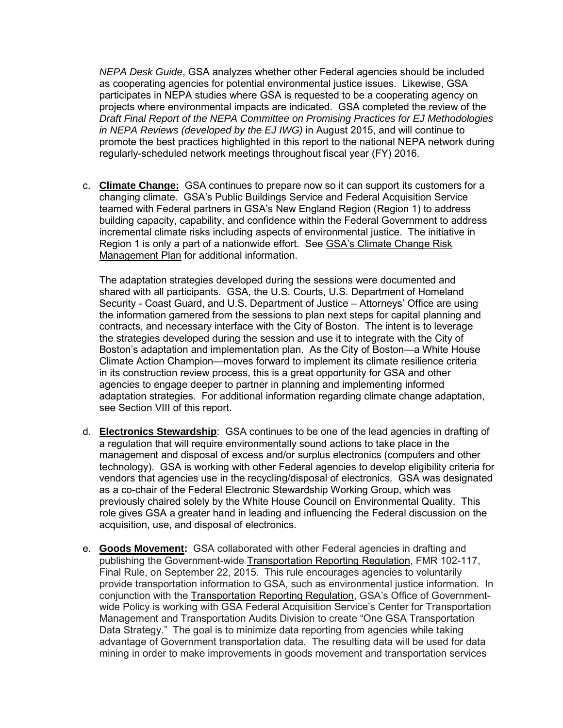*NEPA Desk Guide*, GSA analyzes whether other Federal agencies should be included as cooperating agencies for potential environmental justice issues. Likewise, GSA participates in NEPA studies where GSA is requested to be a cooperating agency on projects where environmental impacts are indicated. GSA completed the review of the *Draft Final Report of the NEPA Committee on Promising Practices for EJ Methodologies in NEPA Reviews (developed by the EJ IWG)* in August 2015, and will continue to promote the best practices highlighted in this report to the national NEPA network during regularly-scheduled network meetings throughout fiscal year (FY) 2016.

c. **Climate Change:** GSA continues to prepare now so it can support its customers for a changing climate. GSA's Public Buildings Service and Federal Acquisition Service teamed with Federal partners in GSA's New England Region (Region 1) to address building capacity, capability, and confidence within the Federal Government to address incremental climate risks including aspects of environmental justice. The initiative in Region 1 is only a part of a nationwide effort. See GSA's Climate Change Risk Management Plan for additional information.

   The adaptation strategies developed during the sessions were documented and shared with all participants. GSA, the U.S. Courts, U.S. Department of Homeland Security - Coast Guard, and U.S. Department of Justice – Attorneys' Office are using the information garnered from the sessions to plan next steps for capital planning and contracts, and necessary interface with the City of Boston. The intent is to leverage the strategies developed during the session and use it to integrate with the City of Boston's adaptation and implementation plan. As the City of Boston—a White House Climate Action Champion—moves forward to implement its climate resilience criteria in its construction review process, this is a great opportunity for GSA and other agencies to engage deeper to partner in planning and implementing informed adaptation strategies. For additional information regarding climate change adaptation, see Section VIII of this report.

d. **Electronics Stewardship**: GSA continues to be one of the lead agencies in drafting of a regulation that will require environmentally sound actions to take place in the management and disposal of excess and/or surplus electronics (computers and other technology). GSA is working with other Federal agencies to develop eligibility criteria for vendors that agencies use in the recycling/disposal of electronics. GSA was designated as a co-chair of the Federal Electronic Stewardship Working Group, which was previously chaired solely by the White House Council on Environmental Quality. This role gives GSA a greater hand in leading and influencing the Federal discussion on the acquisition, use, and disposal of electronics.

e. **Goods Movement:** GSA collaborated with other Federal agencies in drafting and publishing the Government-wide Transportation Reporting Regulation, FMR 102-117, Final Rule, on September 22, 2015. This rule encourages agencies to voluntarily provide transportation information to GSA, such as environmental justice information. In conjunction with the Transportation Reporting Regulation, GSA's Office of Government-wide Policy is working with GSA Federal Acquisition Service's Center for Transportation Management and Transportation Audits Division to create "One GSA Transportation Data Strategy." The goal is to minimize data reporting from agencies while taking advantage of Government transportation data. The resulting data will be used for data mining in order to make improvements in goods movement and transportation services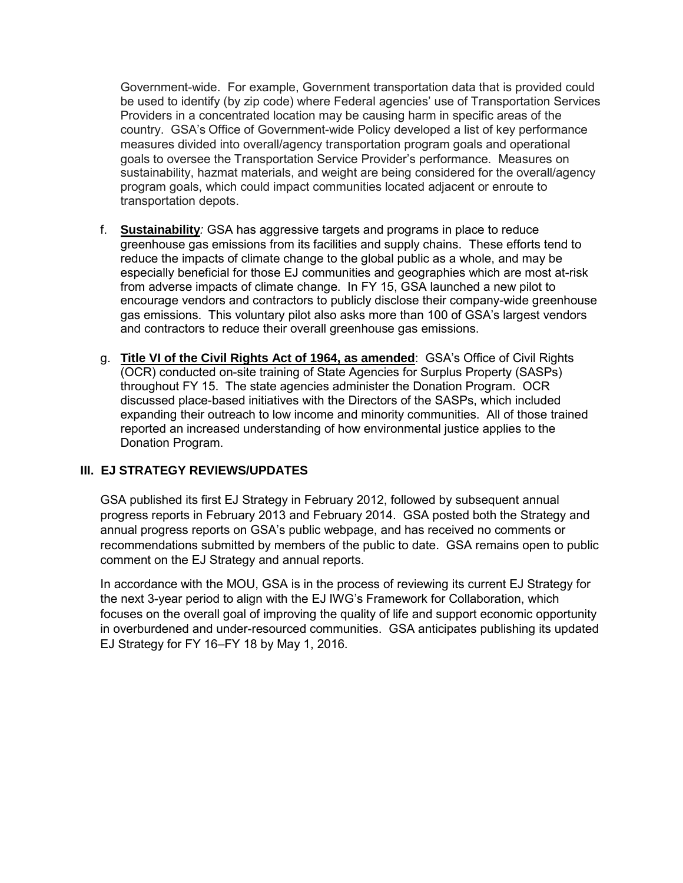Government-wide. For example, Government transportation data that is provided could be used to identify (by zip code) where Federal agencies' use of Transportation Services Providers in a concentrated location may be causing harm in specific areas of the country. GSA's Office of Government-wide Policy developed a list of key performance measures divided into overall/agency transportation program goals and operational goals to oversee the Transportation Service Provider's performance. Measures on sustainability, hazmat materials, and weight are being considered for the overall/agency program goals, which could impact communities located adjacent or enroute to transportation depots.

f. **Sustainability**: GSA has aggressive targets and programs in place to reduce greenhouse gas emissions from its facilities and supply chains. These efforts tend to reduce the impacts of climate change to the global public as a whole, and may be especially beneficial for those EJ communities and geographies which are most at-risk from adverse impacts of climate change. In FY 15, GSA launched a new pilot to encourage vendors and contractors to publicly disclose their company-wide greenhouse gas emissions. This voluntary pilot also asks more than 100 of GSA's largest vendors and contractors to reduce their overall greenhouse gas emissions.

g. **Title VI of the Civil Rights Act of 1964, as amended**: GSA's Office of Civil Rights (OCR) conducted on-site training of State Agencies for Surplus Property (SASPs) throughout FY 15. The state agencies administer the Donation Program. OCR discussed place-based initiatives with the Directors of the SASPs, which included expanding their outreach to low income and minority communities. All of those trained reported an increased understanding of how environmental justice applies to the Donation Program.

## III. EJ STRATEGY REVIEWS/UPDATES

GSA published its first EJ Strategy in February 2012, followed by subsequent annual progress reports in February 2013 and February 2014. GSA posted both the Strategy and annual progress reports on GSA's public webpage, and has received no comments or recommendations submitted by members of the public to date. GSA remains open to public comment on the EJ Strategy and annual reports.

In accordance with the MOU, GSA is in the process of reviewing its current EJ Strategy for the next 3-year period to align with the EJ IWG's Framework for Collaboration, which focuses on the overall goal of improving the quality of life and support economic opportunity in overburdened and under-resourced communities. GSA anticipates publishing its updated EJ Strategy for FY 16–FY 18 by May 1, 2016.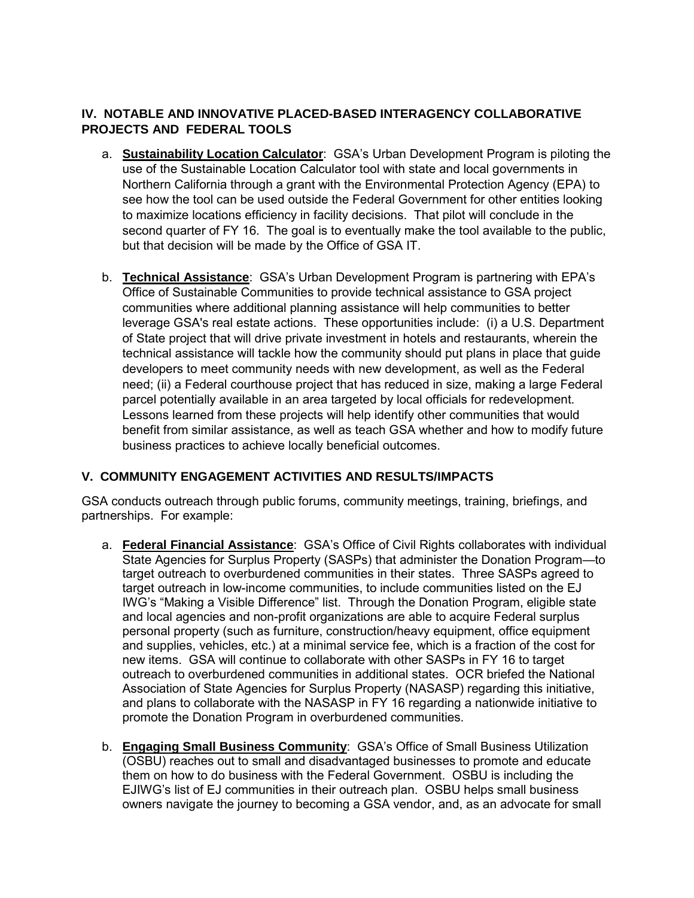## IV. NOTABLE AND INNOVATIVE PLACED-BASED INTERAGENCY COLLABORATIVE PROJECTS AND FEDERAL TOOLS

a. **Sustainability Location Calculator**: GSA's Urban Development Program is piloting the use of the Sustainable Location Calculator tool with state and local governments in Northern California through a grant with the Environmental Protection Agency (EPA) to see how the tool can be used outside the Federal Government for other entities looking to maximize locations efficiency in facility decisions. That pilot will conclude in the second quarter of FY 16. The goal is to eventually make the tool available to the public, but that decision will be made by the Office of GSA IT.

b. **Technical Assistance**: GSA's Urban Development Program is partnering with EPA's Office of Sustainable Communities to provide technical assistance to GSA project communities where additional planning assistance will help communities to better leverage GSA's real estate actions. These opportunities include: (i) a U.S. Department of State project that will drive private investment in hotels and restaurants, wherein the technical assistance will tackle how the community should put plans in place that guide developers to meet community needs with new development, as well as the Federal need; (ii) a Federal courthouse project that has reduced in size, making a large Federal parcel potentially available in an area targeted by local officials for redevelopment. Lessons learned from these projects will help identify other communities that would benefit from similar assistance, as well as teach GSA whether and how to modify future business practices to achieve locally beneficial outcomes.

## V. COMMUNITY ENGAGEMENT ACTIVITIES AND RESULTS/IMPACTS

GSA conducts outreach through public forums, community meetings, training, briefings, and partnerships. For example:

a. **Federal Financial Assistance**: GSA's Office of Civil Rights collaborates with individual State Agencies for Surplus Property (SASPs) that administer the Donation Program—to target outreach to overburdened communities in their states. Three SASPs agreed to target outreach in low-income communities, to include communities listed on the EJ IWG's "Making a Visible Difference" list. Through the Donation Program, eligible state and local agencies and non-profit organizations are able to acquire Federal surplus personal property (such as furniture, construction/heavy equipment, office equipment and supplies, vehicles, etc.) at a minimal service fee, which is a fraction of the cost for new items. GSA will continue to collaborate with other SASPs in FY 16 to target outreach to overburdened communities in additional states. OCR briefed the National Association of State Agencies for Surplus Property (NASASP) regarding this initiative, and plans to collaborate with the NASASP in FY 16 regarding a nationwide initiative to promote the Donation Program in overburdened communities.

b. **Engaging Small Business Community**: GSA's Office of Small Business Utilization (OSBU) reaches out to small and disadvantaged businesses to promote and educate them on how to do business with the Federal Government. OSBU is including the EJIWG's list of EJ communities in their outreach plan. OSBU helps small business owners navigate the journey to becoming a GSA vendor, and, as an advocate for small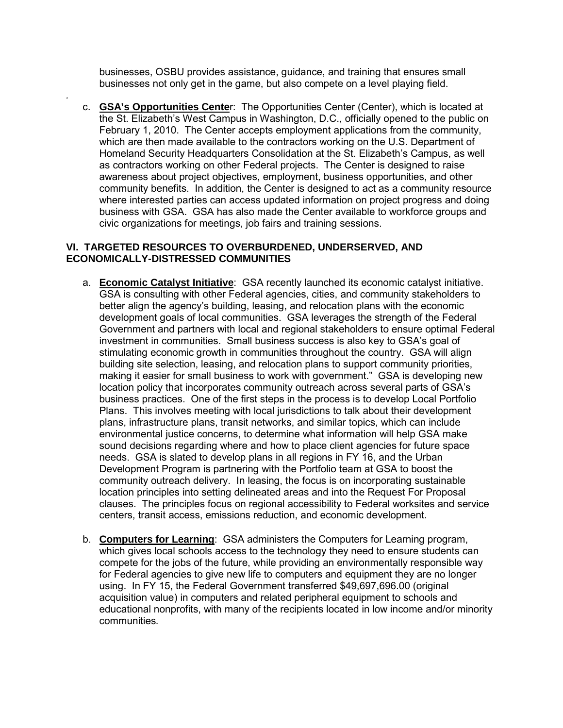businesses, OSBU provides assistance, guidance, and training that ensures small businesses not only get in the game, but also compete on a level playing field.

.

c. **GSA's Opportunities Cente**r: The Opportunities Center (Center), which is located at the St. Elizabeth's West Campus in Washington, D.C., officially opened to the public on February 1, 2010. The Center accepts employment applications from the community, which are then made available to the contractors working on the U.S. Department of Homeland Security Headquarters Consolidation at the St. Elizabeth's Campus, as well as contractors working on other Federal projects. The Center is designed to raise awareness about project objectives, employment, business opportunities, and other community benefits. In addition, the Center is designed to act as a community resource where interested parties can access updated information on project progress and doing business with GSA. GSA has also made the Center available to workforce groups and civic organizations for meetings, job fairs and training sessions.

## VI. TARGETED RESOURCES TO OVERBURDENED, UNDERSERVED, AND ECONOMICALLY-DISTRESSED COMMUNITIES

a. **Economic Catalyst Initiative**: GSA recently launched its economic catalyst initiative. GSA is consulting with other Federal agencies, cities, and community stakeholders to better align the agency's building, leasing, and relocation plans with the economic development goals of local communities. GSA leverages the strength of the Federal Government and partners with local and regional stakeholders to ensure optimal Federal investment in communities. Small business success is also key to GSA's goal of stimulating economic growth in communities throughout the country. GSA will align building site selection, leasing, and relocation plans to support community priorities, making it easier for small business to work with government." GSA is developing new location policy that incorporates community outreach across several parts of GSA's business practices. One of the first steps in the process is to develop Local Portfolio Plans. This involves meeting with local jurisdictions to talk about their development plans, infrastructure plans, transit networks, and similar topics, which can include environmental justice concerns, to determine what information will help GSA make sound decisions regarding where and how to place client agencies for future space needs. GSA is slated to develop plans in all regions in FY 16, and the Urban Development Program is partnering with the Portfolio team at GSA to boost the community outreach delivery. In leasing, the focus is on incorporating sustainable location principles into setting delineated areas and into the Request For Proposal clauses. The principles focus on regional accessibility to Federal worksites and service centers, transit access, emissions reduction, and economic development.

b. **Computers for Learning**: GSA administers the Computers for Learning program, which gives local schools access to the technology they need to ensure students can compete for the jobs of the future, while providing an environmentally responsible way for Federal agencies to give new life to computers and equipment they are no longer using. In FY 15, the Federal Government transferred $49,697,696.00 (original acquisition value) in computers and related peripheral equipment to schools and educational nonprofits, with many of the recipients located in low income and/or minority communities.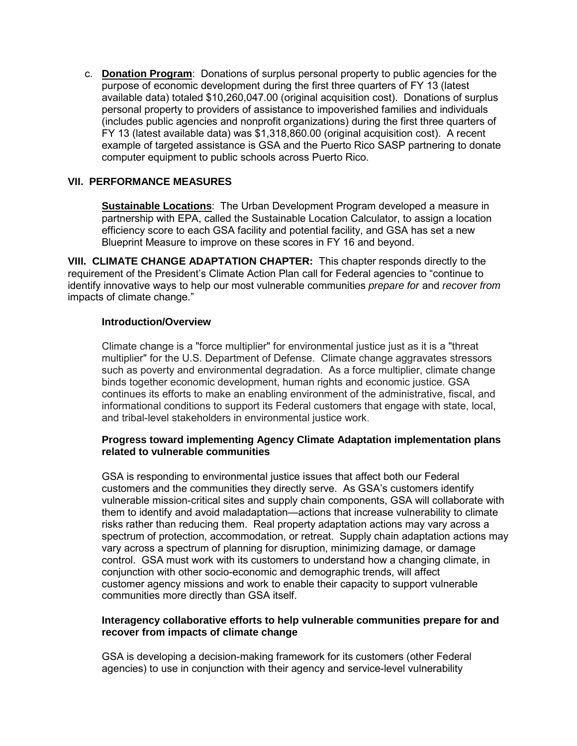c. **Donation Program**: Donations of surplus personal property to public agencies for the purpose of economic development during the first three quarters of FY 13 (latest available data) totaled $10,260,047.00 (original acquisition cost). Donations of surplus personal property to providers of assistance to impoverished families and individuals (includes public agencies and nonprofit organizations) during the first three quarters of FY 13 (latest available data) was $1,318,860.00 (original acquisition cost). A recent example of targeted assistance is GSA and the Puerto Rico SASP partnering to donate computer equipment to public schools across Puerto Rico.

## VII. PERFORMANCE MEASURES

**Sustainable Locations**: The Urban Development Program developed a measure in partnership with EPA, called the Sustainable Location Calculator, to assign a location efficiency score to each GSA facility and potential facility, and GSA has set a new Blueprint Measure to improve on these scores in FY 16 and beyond.

## VIII. CLIMATE CHANGE ADAPTATION CHAPTER:

This chapter responds directly to the requirement of the President's Climate Action Plan call for Federal agencies to "continue to identify innovative ways to help our most vulnerable communities *prepare for* and *recover from* impacts of climate change."

### Introduction/Overview

Climate change is a "force multiplier" for environmental justice just as it is a "threat multiplier" for the U.S. Department of Defense. Climate change aggravates stressors such as poverty and environmental degradation. As a force multiplier, climate change binds together economic development, human rights and economic justice. GSA continues its efforts to make an enabling environment of the administrative, fiscal, and informational conditions to support its Federal customers that engage with state, local, and tribal-level stakeholders in environmental justice work.

### Progress toward implementing Agency Climate Adaptation implementation plans related to vulnerable communities

GSA is responding to environmental justice issues that affect both our Federal customers and the communities they directly serve. As GSA's customers identify vulnerable mission-critical sites and supply chain components, GSA will collaborate with them to identify and avoid maladaptation—actions that increase vulnerability to climate risks rather than reducing them. Real property adaptation actions may vary across a spectrum of protection, accommodation, or retreat. Supply chain adaptation actions may vary across a spectrum of planning for disruption, minimizing damage, or damage control. GSA must work with its customers to understand how a changing climate, in conjunction with other socio-economic and demographic trends, will affect customer agency missions and work to enable their capacity to support vulnerable communities more directly than GSA itself.

### Interagency collaborative efforts to help vulnerable communities prepare for and recover from impacts of climate change

GSA is developing a decision-making framework for its customers (other Federal agencies) to use in conjunction with their agency and service-level vulnerability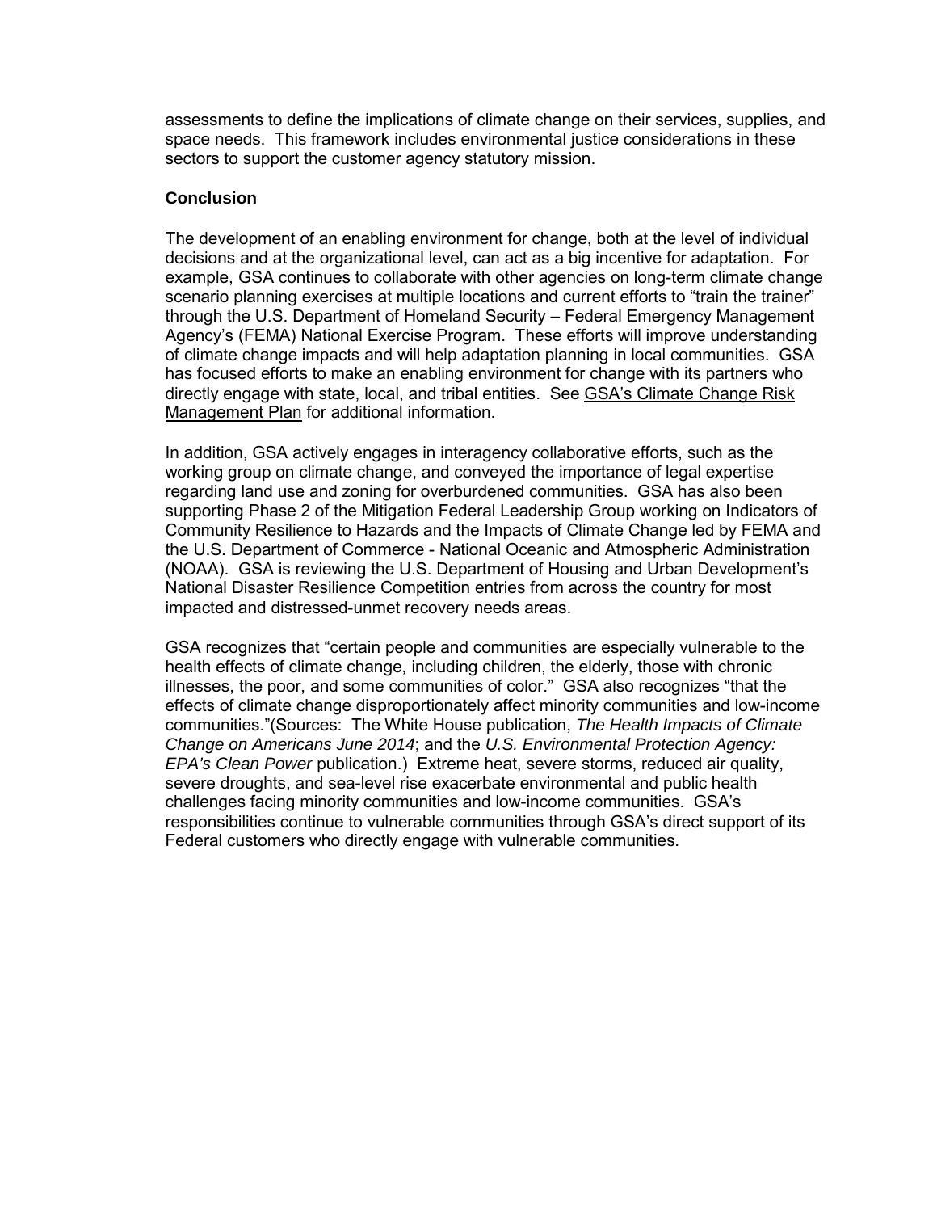assessments to define the implications of climate change on their services, supplies, and space needs. This framework includes environmental justice considerations in these sectors to support the customer agency statutory mission.

**Conclusion**

The development of an enabling environment for change, both at the level of individual decisions and at the organizational level, can act as a big incentive for adaptation. For example, GSA continues to collaborate with other agencies on long-term climate change scenario planning exercises at multiple locations and current efforts to "train the trainer" through the U.S. Department of Homeland Security – Federal Emergency Management Agency's (FEMA) National Exercise Program. These efforts will improve understanding of climate change impacts and will help adaptation planning in local communities. GSA has focused efforts to make an enabling environment for change with its partners who directly engage with state, local, and tribal entities. See GSA's Climate Change Risk Management Plan for additional information.

In addition, GSA actively engages in interagency collaborative efforts, such as the working group on climate change, and conveyed the importance of legal expertise regarding land use and zoning for overburdened communities. GSA has also been supporting Phase 2 of the Mitigation Federal Leadership Group working on Indicators of Community Resilience to Hazards and the Impacts of Climate Change led by FEMA and the U.S. Department of Commerce - National Oceanic and Atmospheric Administration (NOAA). GSA is reviewing the U.S. Department of Housing and Urban Development's National Disaster Resilience Competition entries from across the country for most impacted and distressed-unmet recovery needs areas.

GSA recognizes that "certain people and communities are especially vulnerable to the health effects of climate change, including children, the elderly, those with chronic illnesses, the poor, and some communities of color." GSA also recognizes "that the effects of climate change disproportionately affect minority communities and low-income communities."(Sources: The White House publication, *The Health Impacts of Climate Change on Americans June 2014*; and the *U.S. Environmental Protection Agency: EPA's Clean Power* publication.) Extreme heat, severe storms, reduced air quality, severe droughts, and sea-level rise exacerbate environmental and public health challenges facing minority communities and low-income communities. GSA's responsibilities continue to vulnerable communities through GSA's direct support of its Federal customers who directly engage with vulnerable communities.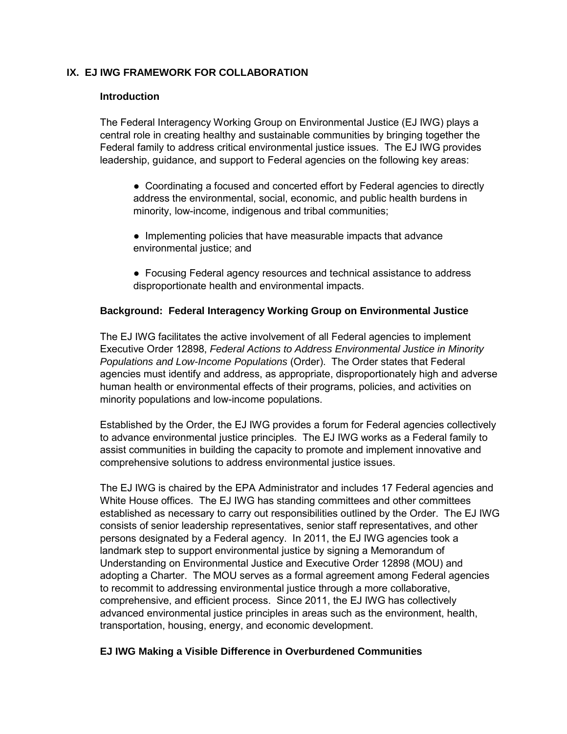## IX. EJ IWG FRAMEWORK FOR COLLABORATION

### Introduction

The Federal Interagency Working Group on Environmental Justice (EJ IWG) plays a central role in creating healthy and sustainable communities by bringing together the Federal family to address critical environmental justice issues. The EJ IWG provides leadership, guidance, and support to Federal agencies on the following key areas:

- Coordinating a focused and concerted effort by Federal agencies to directly address the environmental, social, economic, and public health burdens in minority, low-income, indigenous and tribal communities;

- Implementing policies that have measurable impacts that advance environmental justice; and

- Focusing Federal agency resources and technical assistance to address disproportionate health and environmental impacts.

### Background: Federal Interagency Working Group on Environmental Justice

The EJ IWG facilitates the active involvement of all Federal agencies to implement Executive Order 12898, *Federal Actions to Address Environmental Justice in Minority Populations and Low-Income Populations* (Order). The Order states that Federal agencies must identify and address, as appropriate, disproportionately high and adverse human health or environmental effects of their programs, policies, and activities on minority populations and low-income populations.

Established by the Order, the EJ IWG provides a forum for Federal agencies collectively to advance environmental justice principles. The EJ IWG works as a Federal family to assist communities in building the capacity to promote and implement innovative and comprehensive solutions to address environmental justice issues.

The EJ IWG is chaired by the EPA Administrator and includes 17 Federal agencies and White House offices. The EJ IWG has standing committees and other committees established as necessary to carry out responsibilities outlined by the Order. The EJ IWG consists of senior leadership representatives, senior staff representatives, and other persons designated by a Federal agency. In 2011, the EJ IWG agencies took a landmark step to support environmental justice by signing a Memorandum of Understanding on Environmental Justice and Executive Order 12898 (MOU) and adopting a Charter. The MOU serves as a formal agreement among Federal agencies to recommit to addressing environmental justice through a more collaborative, comprehensive, and efficient process. Since 2011, the EJ IWG has collectively advanced environmental justice principles in areas such as the environment, health, transportation, housing, energy, and economic development.

### EJ IWG Making a Visible Difference in Overburdened Communities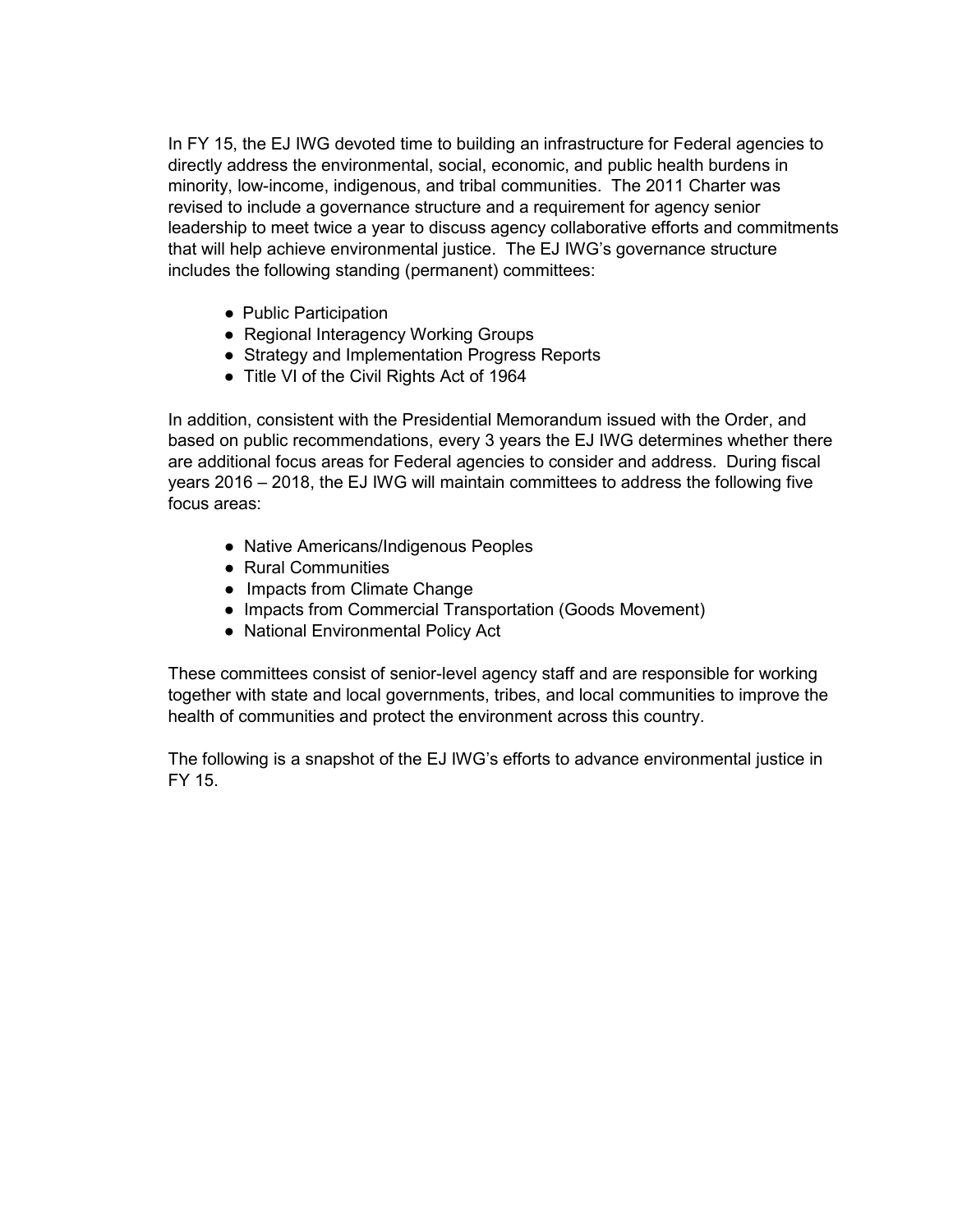In FY 15, the EJ IWG devoted time to building an infrastructure for Federal agencies to directly address the environmental, social, economic, and public health burdens in minority, low-income, indigenous, and tribal communities. The 2011 Charter was revised to include a governance structure and a requirement for agency senior leadership to meet twice a year to discuss agency collaborative efforts and commitments that will help achieve environmental justice. The EJ IWG's governance structure includes the following standing (permanent) committees:

- Public Participation
- Regional Interagency Working Groups
- Strategy and Implementation Progress Reports
- Title VI of the Civil Rights Act of 1964

In addition, consistent with the Presidential Memorandum issued with the Order, and based on public recommendations, every 3 years the EJ IWG determines whether there are additional focus areas for Federal agencies to consider and address. During fiscal years 2016 – 2018, the EJ IWG will maintain committees to address the following five focus areas:

- Native Americans/Indigenous Peoples
- Rural Communities
- Impacts from Climate Change
- Impacts from Commercial Transportation (Goods Movement)
- National Environmental Policy Act

These committees consist of senior-level agency staff and are responsible for working together with state and local governments, tribes, and local communities to improve the health of communities and protect the environment across this country.

The following is a snapshot of the EJ IWG's efforts to advance environmental justice in FY 15.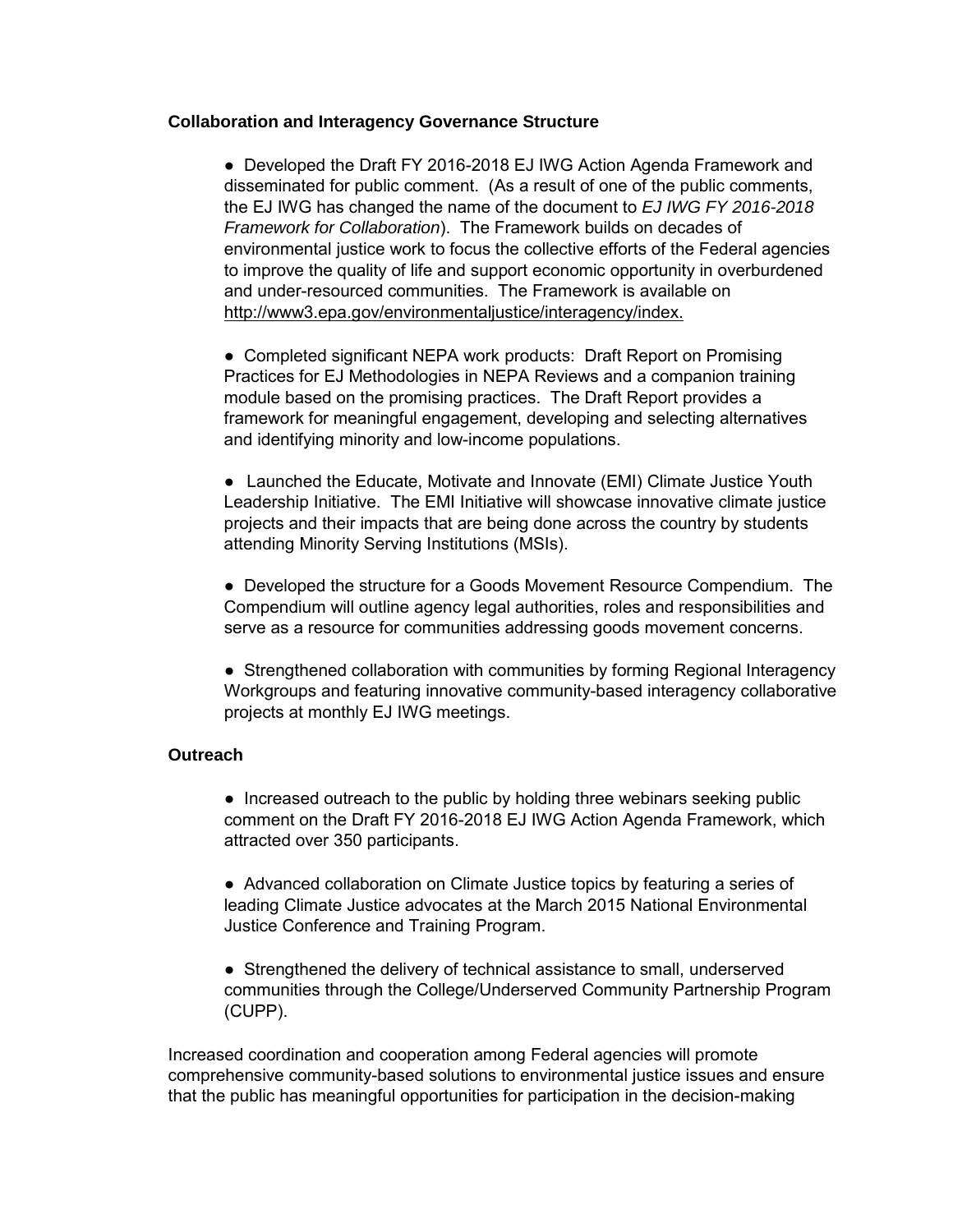**Collaboration and Interagency Governance Structure**

- Developed the Draft FY 2016-2018 EJ IWG Action Agenda Framework and disseminated for public comment. (As a result of one of the public comments, the EJ IWG has changed the name of the document to *EJ IWG FY 2016-2018 Framework for Collaboration*). The Framework builds on decades of environmental justice work to focus the collective efforts of the Federal agencies to improve the quality of life and support economic opportunity in overburdened and under-resourced communities. The Framework is available on http://www3.epa.gov/environmentaljustice/interagency/index.

- Completed significant NEPA work products: Draft Report on Promising Practices for EJ Methodologies in NEPA Reviews and a companion training module based on the promising practices. The Draft Report provides a framework for meaningful engagement, developing and selecting alternatives and identifying minority and low-income populations.

- Launched the Educate, Motivate and Innovate (EMI) Climate Justice Youth Leadership Initiative. The EMI Initiative will showcase innovative climate justice projects and their impacts that are being done across the country by students attending Minority Serving Institutions (MSIs).

- Developed the structure for a Goods Movement Resource Compendium. The Compendium will outline agency legal authorities, roles and responsibilities and serve as a resource for communities addressing goods movement concerns.

- Strengthened collaboration with communities by forming Regional Interagency Workgroups and featuring innovative community-based interagency collaborative projects at monthly EJ IWG meetings.

**Outreach**

- Increased outreach to the public by holding three webinars seeking public comment on the Draft FY 2016-2018 EJ IWG Action Agenda Framework, which attracted over 350 participants.

- Advanced collaboration on Climate Justice topics by featuring a series of leading Climate Justice advocates at the March 2015 National Environmental Justice Conference and Training Program.

- Strengthened the delivery of technical assistance to small, underserved communities through the College/Underserved Community Partnership Program (CUPP).

Increased coordination and cooperation among Federal agencies will promote comprehensive community-based solutions to environmental justice issues and ensure that the public has meaningful opportunities for participation in the decision-making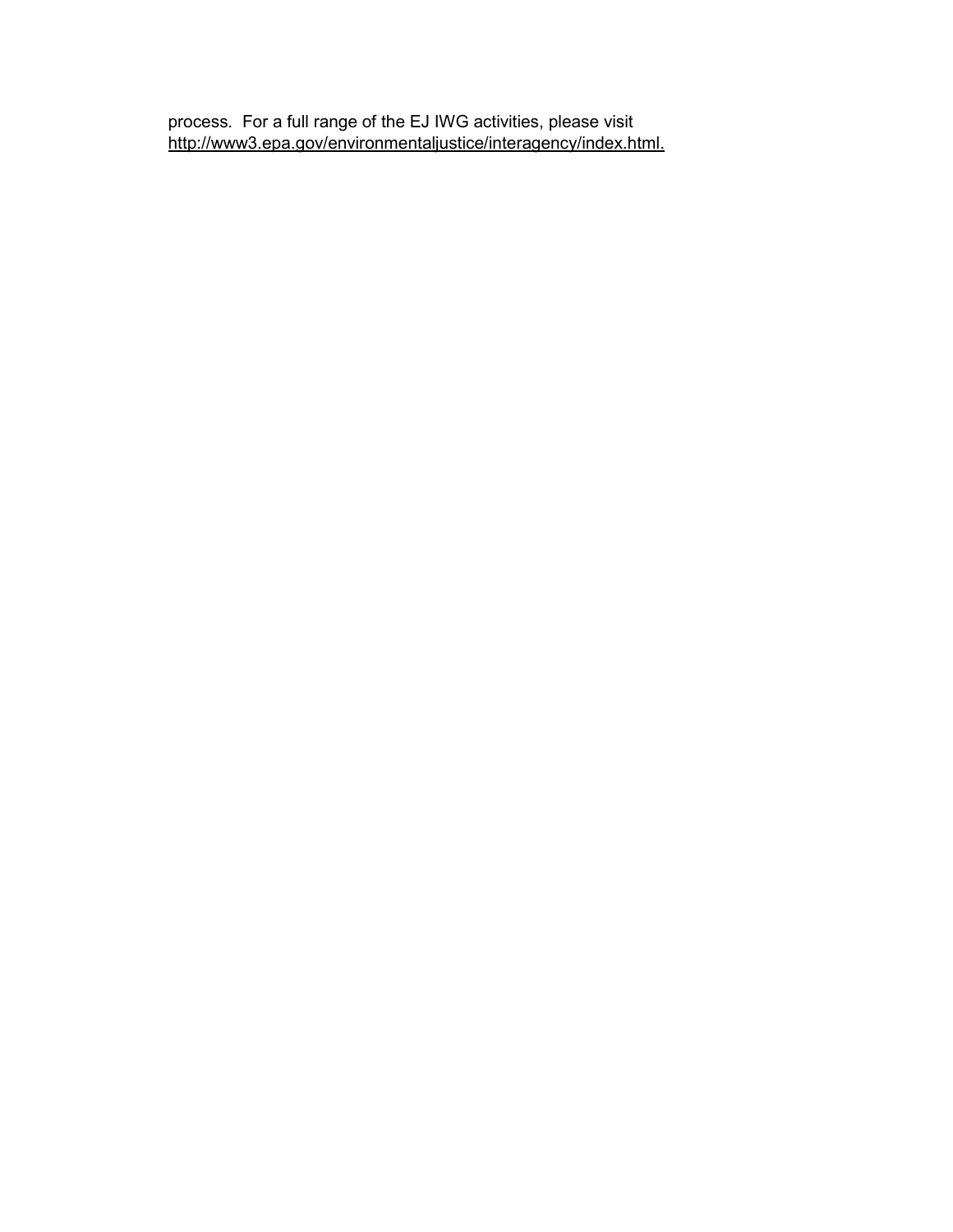process. For a full range of the EJ IWG activities, please visit http://www3.epa.gov/environmentaljustice/interagency/index.html.